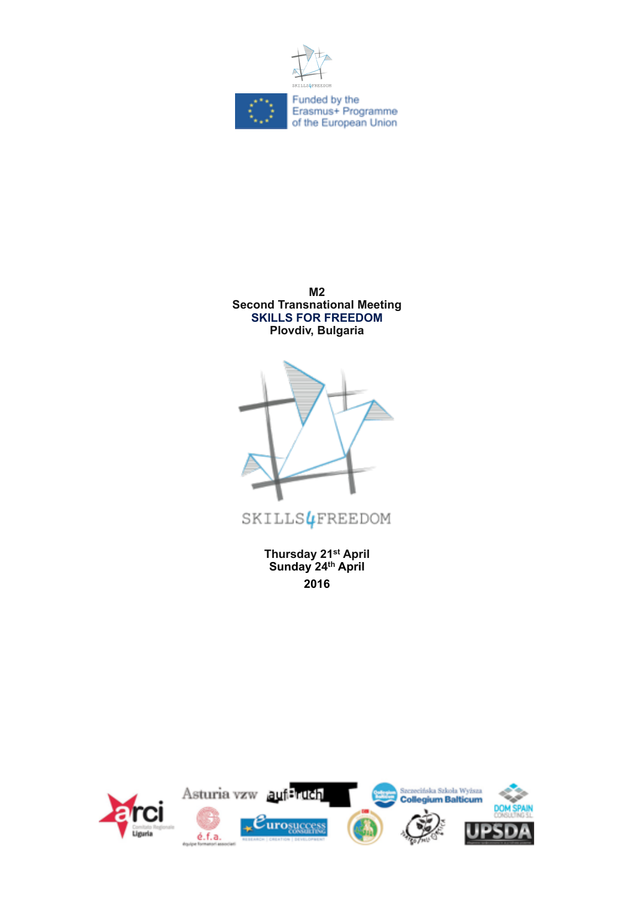Funded by the Erasmus+ Programme of the European Union

**M2**
**Second Transnational Meeting**
**SKILLS FOR FREEDOM**
**Plovdiv, Bulgaria**

SKILLS4FREEDOM

**Thursday 21st April**
**Sunday 24th April**
**2016**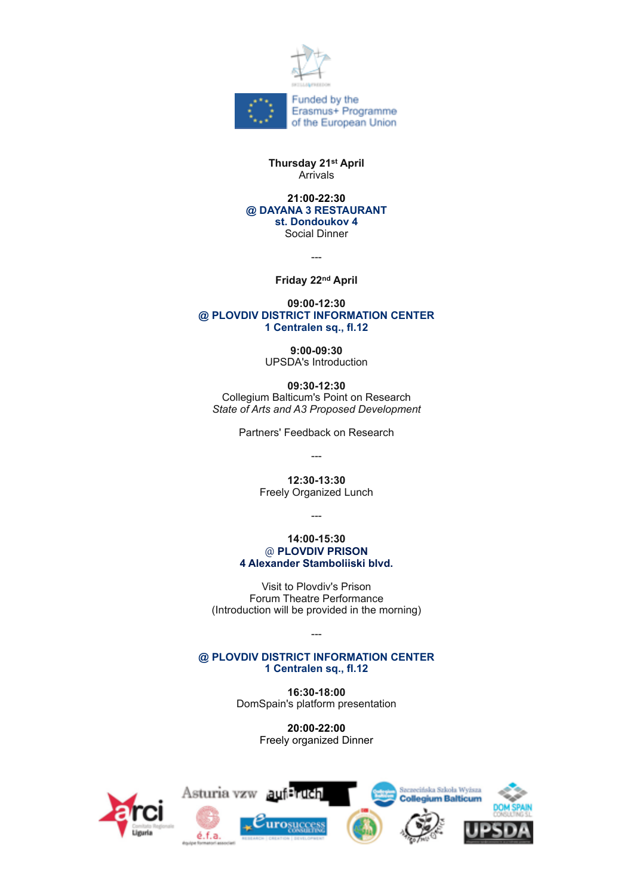Funded by the Erasmus+ Programme of the European Union

**Thursday 21st April**
Arrivals

**21:00-22:30**
**@ DAYANA 3 RESTAURANT**
**st. Dondoukov 4**
Social Dinner

---

**Friday 22nd April**

**09:00-12:30**
**@ PLOVDIV DISTRICT INFORMATION CENTER**
**1 Centralen sq., fl.12**

**9:00-09:30**
UPSDA's Introduction

**09:30-12:30**
Collegium Balticum's Point on Research
*State of Arts and A3 Proposed Development*

Partners' Feedback on Research

---

**12:30-13:30**
Freely Organized Lunch

---

**14:00-15:30**
@ **PLOVDIV PRISON**
**4 Alexander Stamboliiski blvd.**

Visit to Plovdiv's Prison
Forum Theatre Performance
(Introduction will be provided in the morning)

---

**@ PLOVDIV DISTRICT INFORMATION CENTER**
**1 Centralen sq., fl.12**

**16:30-18:00**
DomSpain's platform presentation

**20:00-22:00**
Freely organized Dinner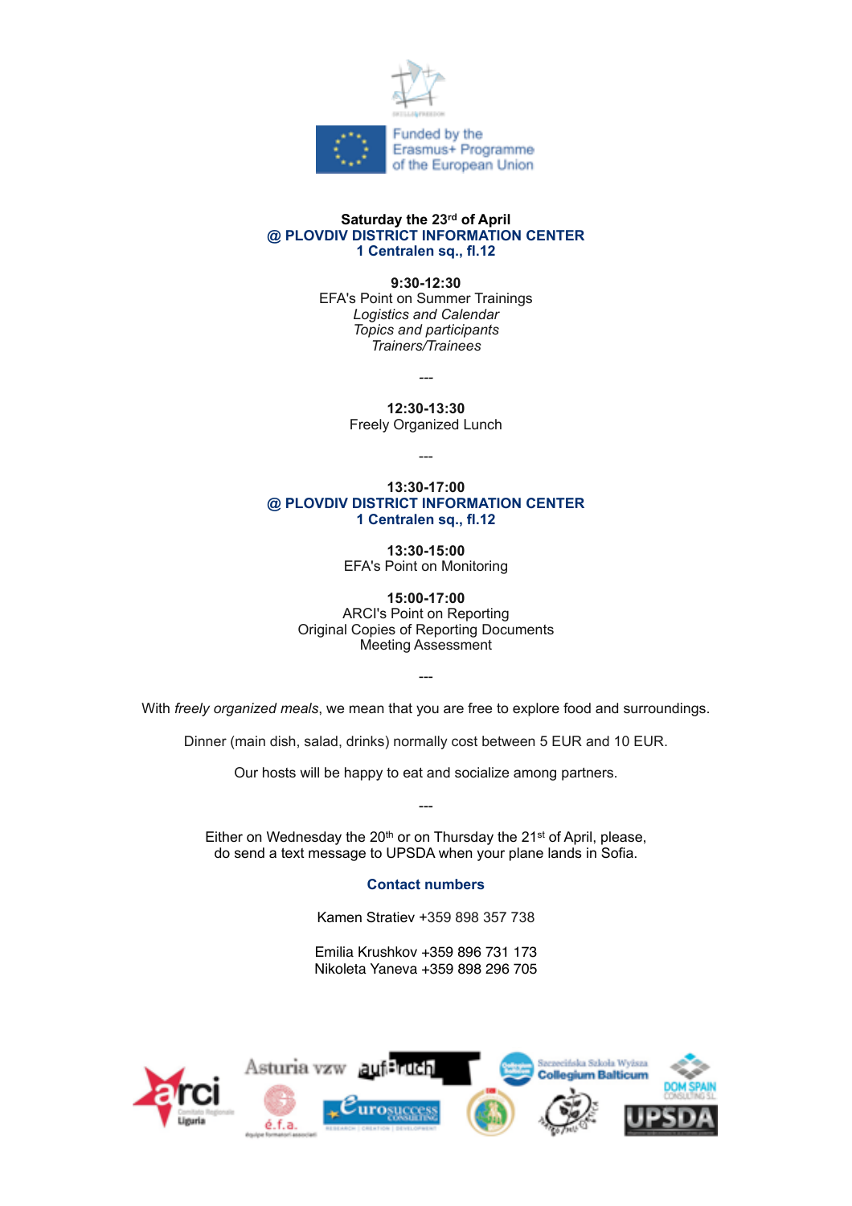Funded by the Erasmus+ Programme of the European Union

**Saturday the 23rd of April**
**@ PLOVDIV DISTRICT INFORMATION CENTER**
**1 Centralen sq., fl.12**

**9:30-12:30**
EFA's Point on Summer Trainings
*Logistics and Calendar*
*Topics and participants*
*Trainers/Trainees*

---

**12:30-13:30**
Freely Organized Lunch

---

**13:30-17:00**
**@ PLOVDIV DISTRICT INFORMATION CENTER**
**1 Centralen sq., fl.12**

**13:30-15:00**
EFA's Point on Monitoring

**15:00-17:00**
ARCI's Point on Reporting
Original Copies of Reporting Documents
Meeting Assessment

---

With *freely organized meals*, we mean that you are free to explore food and surroundings.

Dinner (main dish, salad, drinks) normally cost between 5 EUR and 10 EUR.

Our hosts will be happy to eat and socialize among partners.

---

Either on Wednesday the 20th or on Thursday the 21st of April, please, do send a text message to UPSDA when your plane lands in Sofia.

**Contact numbers**

Kamen Stratiev +359 898 357 738

Emilia Krushkov +359 896 731 173
Nikoleta Yaneva +359 898 296 705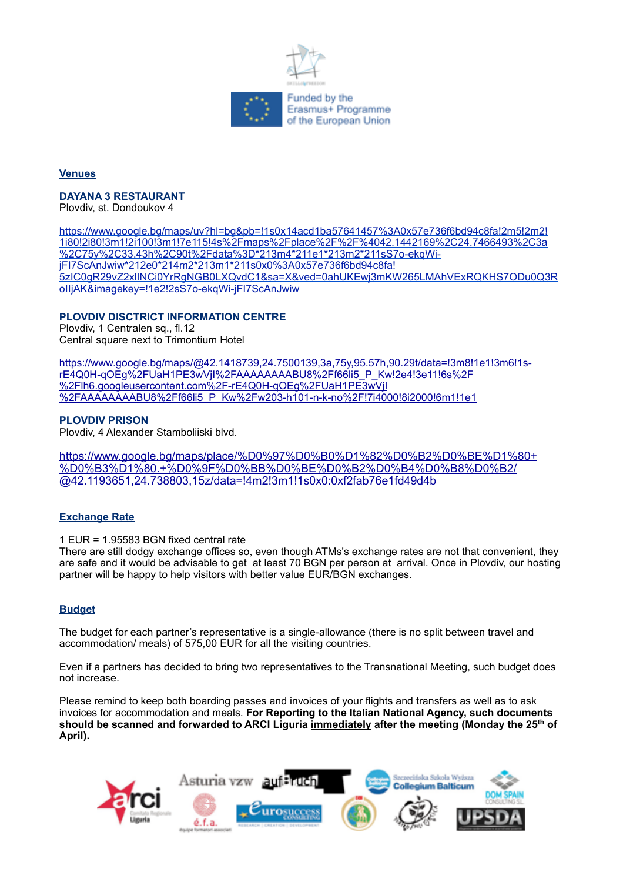Funded by the Erasmus+ Programme of the European Union

## Venues

**DAYANA 3 RESTAURANT**
Plovdiv, st. Dondoukov 4

https://www.google.bg/maps/uv?hl=bg&pb=!1s0x14acd1ba57641457%3A0x57e736f6bd94c8fa!2m5!2m2!1i80!2i80!3m1!2i100!3m1!7e115!4s%2Fmaps%2Fplace%2F%2F%4042.1442169%2C24.7466493%2C3a%2C75y%2C33.43h%2C90t%2Fdata%3D*213m4*211e1*213m2*211sS7o-ekqWi-jFI7ScAnJwiw*212e0*214m2*213m1*211s0x0%3A0x57e736f6bd94c8fa!5zIC0gR29vZ2xlINCi0YrRgNGB0LXQvdC1&sa=X&ved=0ahUKEwj3mKW265LMAhVExRQKHS7ODu0Q3RoIIjAK&imagekey=!1e2!2sS7o-ekqWi-jFI7ScAnJwiw

**PLOVDIV DISCTRICT INFORMATION CENTRE**
Plovdiv, 1 Centralen sq., fl.12
Central square next to Trimontium Hotel

https://www.google.bg/maps/@42.1418739,24.7500139,3a,75y,95.57h,90.29t/data=!3m8!1e1!3m6!1s-rE4Q0H-qOEg%2FUaH1PE3wVjI%2FAAAAAAAABU8%2Ff66li5_P_Kw!2e4!3e11!6s%2F%2Flh6.googleusercontent.com%2F-rE4Q0H-qOEg%2FUaH1PE3wVjI%2FAAAAAAAABU8%2Ff66li5_P_Kw%2Fw203-h101-n-k-no%2F!7i4000!8i2000!6m1!1e1

**PLOVDIV PRISON**
Plovdiv, 4 Alexander Stamboliiski blvd.

https://www.google.bg/maps/place/%D0%97%D0%B0%D1%82%D0%B2%D0%BE%D1%80+%D0%B3%D1%80.+%D0%9F%D0%BB%D0%BE%D0%B2%D0%B4%D0%B8%D0%B2/@42.1193651,24.738803,15z/data=!4m2!3m1!1s0x0:0xf2fab76e1fd49d4b

## Exchange Rate

1 EUR = 1.95583 BGN fixed central rate
There are still dodgy exchange offices so, even though ATMs's exchange rates are not that convenient, they are safe and it would be advisable to get at least 70 BGN per person at arrival. Once in Plovdiv, our hosting partner will be happy to help visitors with better value EUR/BGN exchanges.

## Budget

The budget for each partner's representative is a single-allowance (there is no split between travel and accommodation/ meals) of 575,00 EUR for all the visiting countries.

Even if a partners has decided to bring two representatives to the Transnational Meeting, such budget does not increase.

Please remind to keep both boarding passes and invoices of your flights and transfers as well as to ask invoices for accommodation and meals. **For Reporting to the Italian National Agency, such documents should be scanned and forwarded to ARCI Liguria immediately after the meeting (Monday the 25th of April).**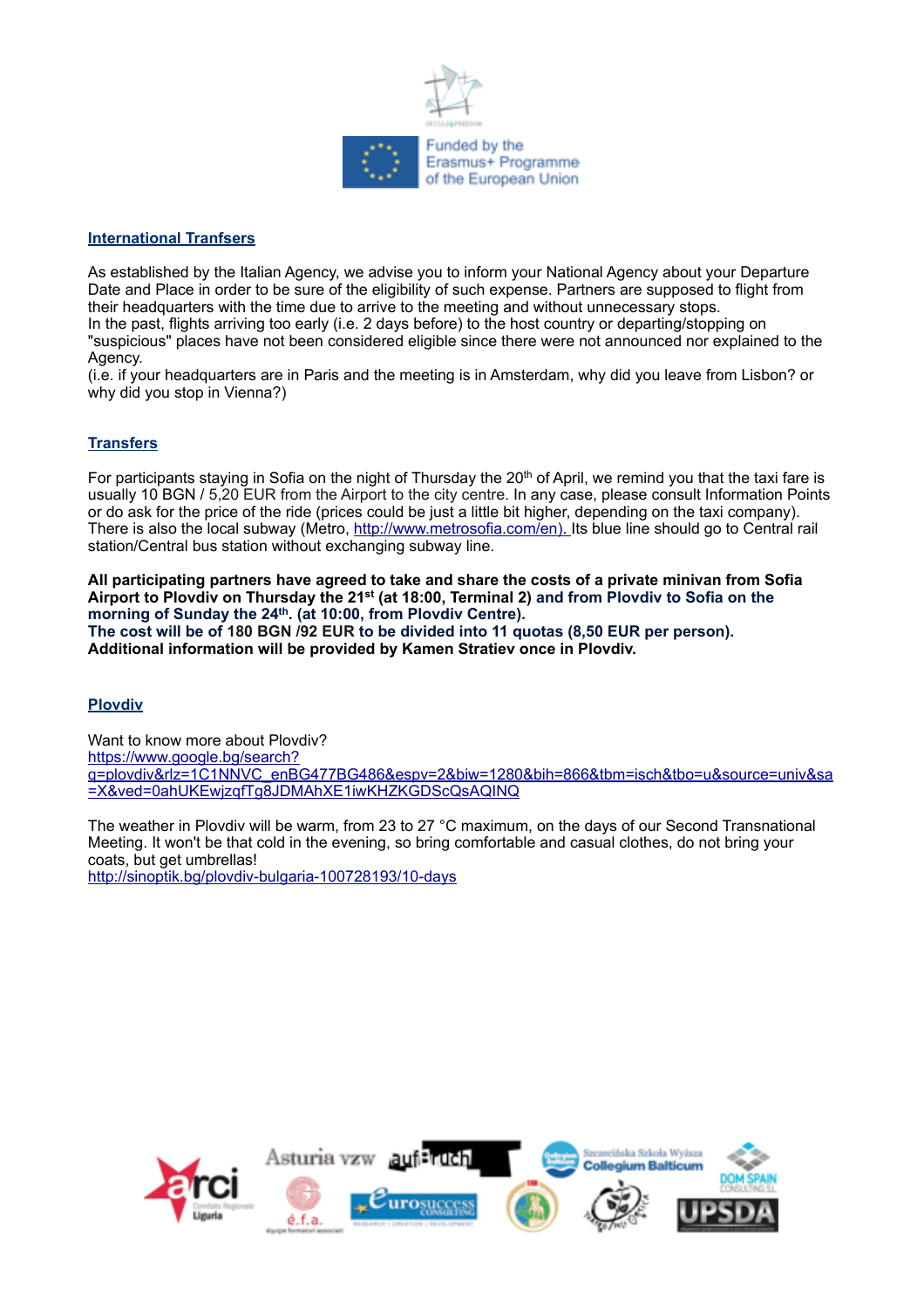## International Tranfsers

As established by the Italian Agency, we advise you to inform your National Agency about your Departure Date and Place in order to be sure of the eligibility of such expense. Partners are supposed to flight from their headquarters with the time due to arrive to the meeting and without unnecessary stops.
In the past, flights arriving too early (i.e. 2 days before) to the host country or departing/stopping on "suspicious" places have not been considered eligible since there were not announced nor explained to the Agency.
(i.e. if your headquarters are in Paris and the meeting is in Amsterdam, why did you leave from Lisbon? or why did you stop in Vienna?)

## Transfers

For participants staying in Sofia on the night of Thursday the 20th of April, we remind you that the taxi fare is usually 10 BGN / 5,20 EUR from the Airport to the city centre. In any case, please consult Information Points or do ask for the price of the ride (prices could be just a little bit higher, depending on the taxi company). There is also the local subway (Metro, http://www.metrosofia.com/en). Its blue line should go to Central rail station/Central bus station without exchanging subway line.

**All participating partners have agreed to take and share the costs of a private minivan from Sofia Airport to Plovdiv on Thursday the 21st (at 18:00, Terminal 2) and from Plovdiv to Sofia on the morning of Sunday the 24th. (at 10:00, from Plovdiv Centre).**
**The cost will be of 180 BGN /92 EUR to be divided into 11 quotas (8,50 EUR per person).**
**Additional information will be provided by Kamen Stratiev once in Plovdiv.**

## Plovdiv

Want to know more about Plovdiv?
https://www.google.bg/search?q=plovdiv&rlz=1C1NNVC_enBG477BG486&espv=2&biw=1280&bih=866&tbm=isch&tbo=u&source=univ&sa=X&ved=0ahUKEwjzqfTg8JDMAhXE1iwKHZKGDScQsAQINQ

The weather in Plovdiv will be warm, from 23 to 27 °C maximum, on the days of our Second Transnational Meeting. It won't be that cold in the evening, so bring comfortable and casual clothes, do not bring your coats, but get umbrellas!
http://sinoptik.bg/plovdiv-bulgaria-100728193/10-days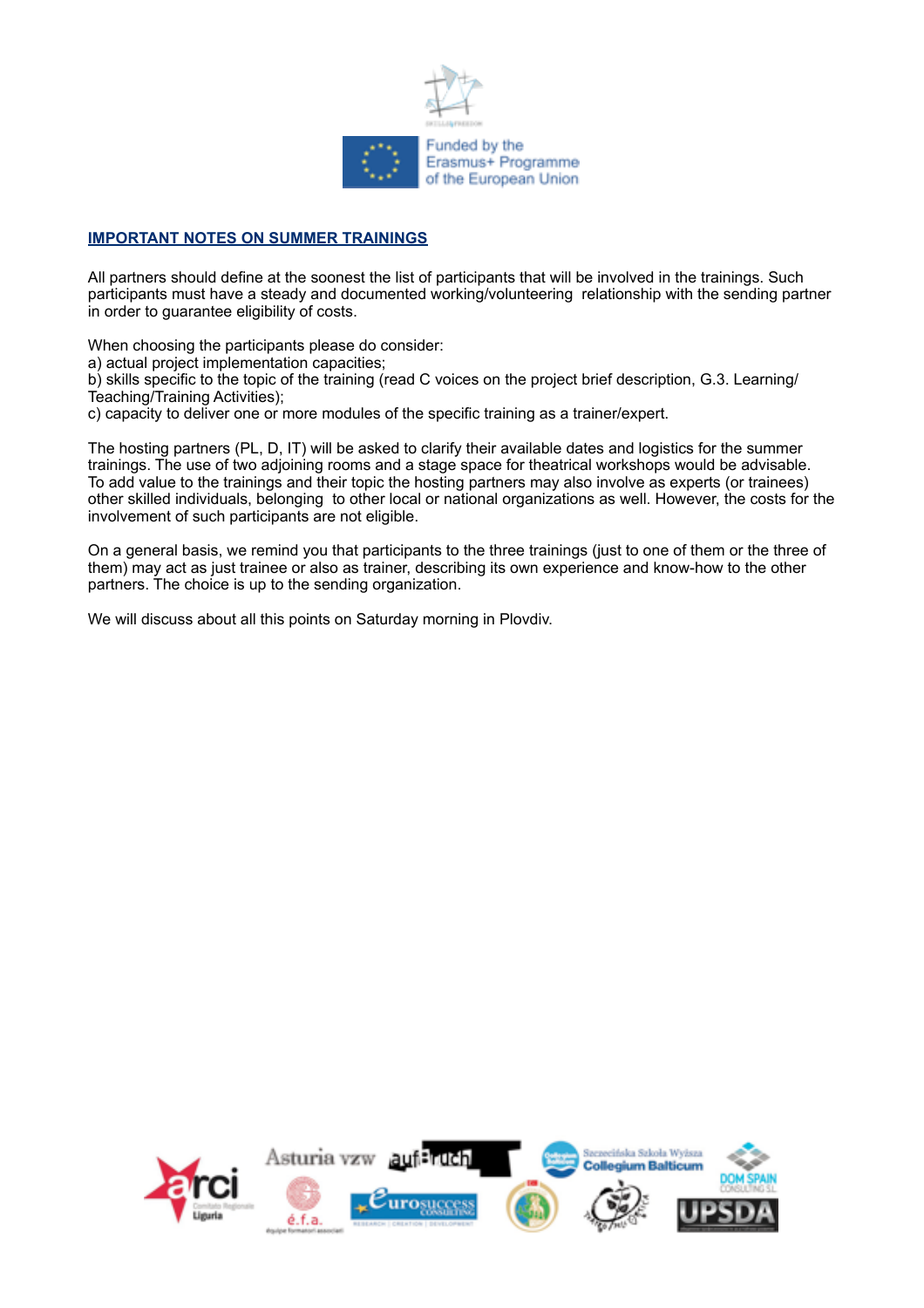## IMPORTANT NOTES ON SUMMER TRAININGS

All partners should define at the soonest the list of participants that will be involved in the trainings. Such participants must have a steady and documented working/volunteering relationship with the sending partner in order to guarantee eligibility of costs.

When choosing the participants please do consider:

a) actual project implementation capacities;

b) skills specific to the topic of the training (read C voices on the project brief description, G.3. Learning/ Teaching/Training Activities);

c) capacity to deliver one or more modules of the specific training as a trainer/expert.

The hosting partners (PL, D, IT) will be asked to clarify their available dates and logistics for the summer trainings. The use of two adjoining rooms and a stage space for theatrical workshops would be advisable. To add value to the trainings and their topic the hosting partners may also involve as experts (or trainees) other skilled individuals, belonging to other local or national organizations as well. However, the costs for the involvement of such participants are not eligible.

On a general basis, we remind you that participants to the three trainings (just to one of them or the three of them) may act as just trainee or also as trainer, describing its own experience and know-how to the other partners. The choice is up to the sending organization.

We will discuss about all this points on Saturday morning in Plovdiv.